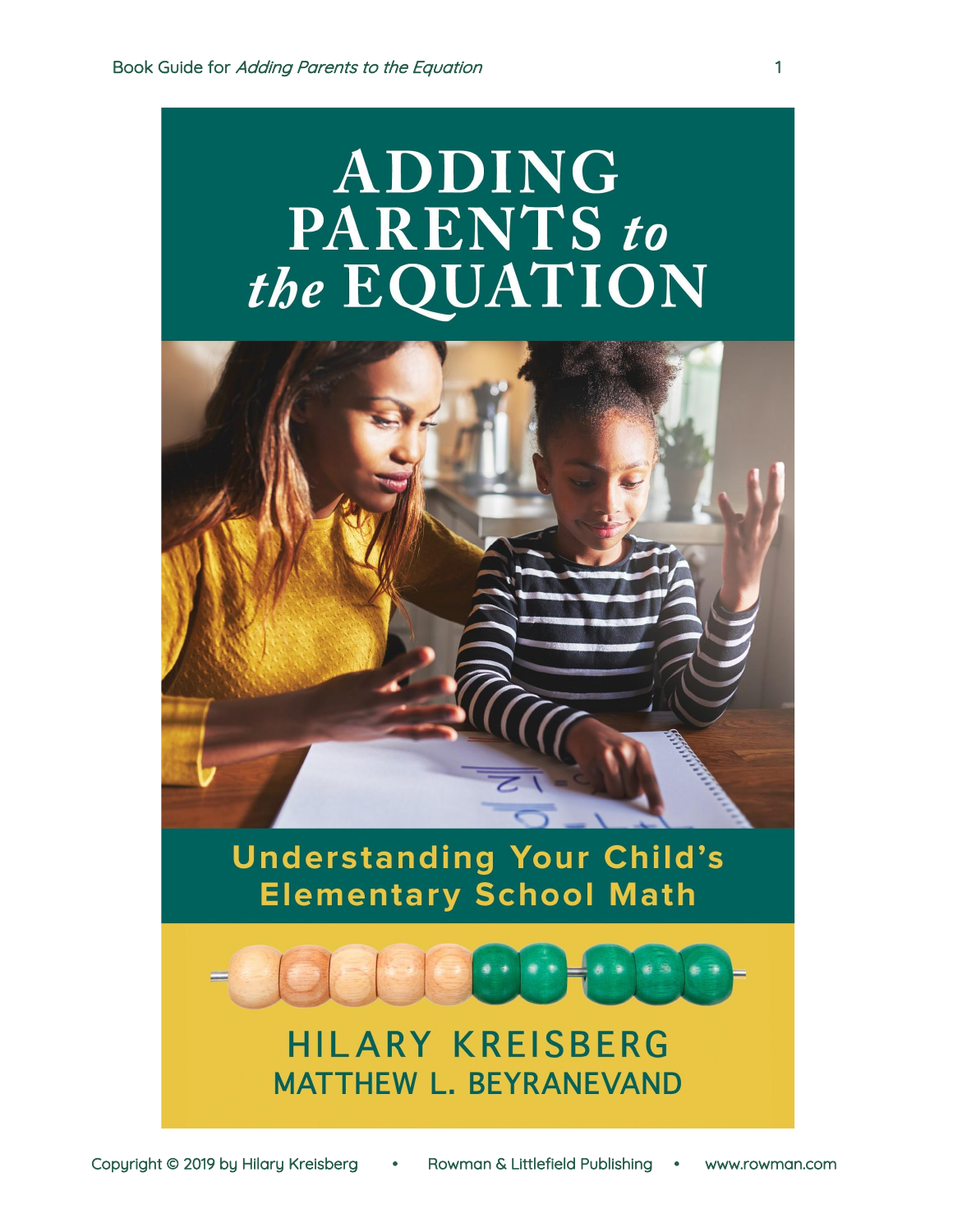# ADDING PARENTS *to the* EQUATION

## Understanding Your Child's Elementary School Math

HILARY KREISBERG

MATTHEW L. BEYRANEVAND

Copyright © 2019 by Hilary Kreisberg • Rowman & Littlefield Publishing • www.rowman.com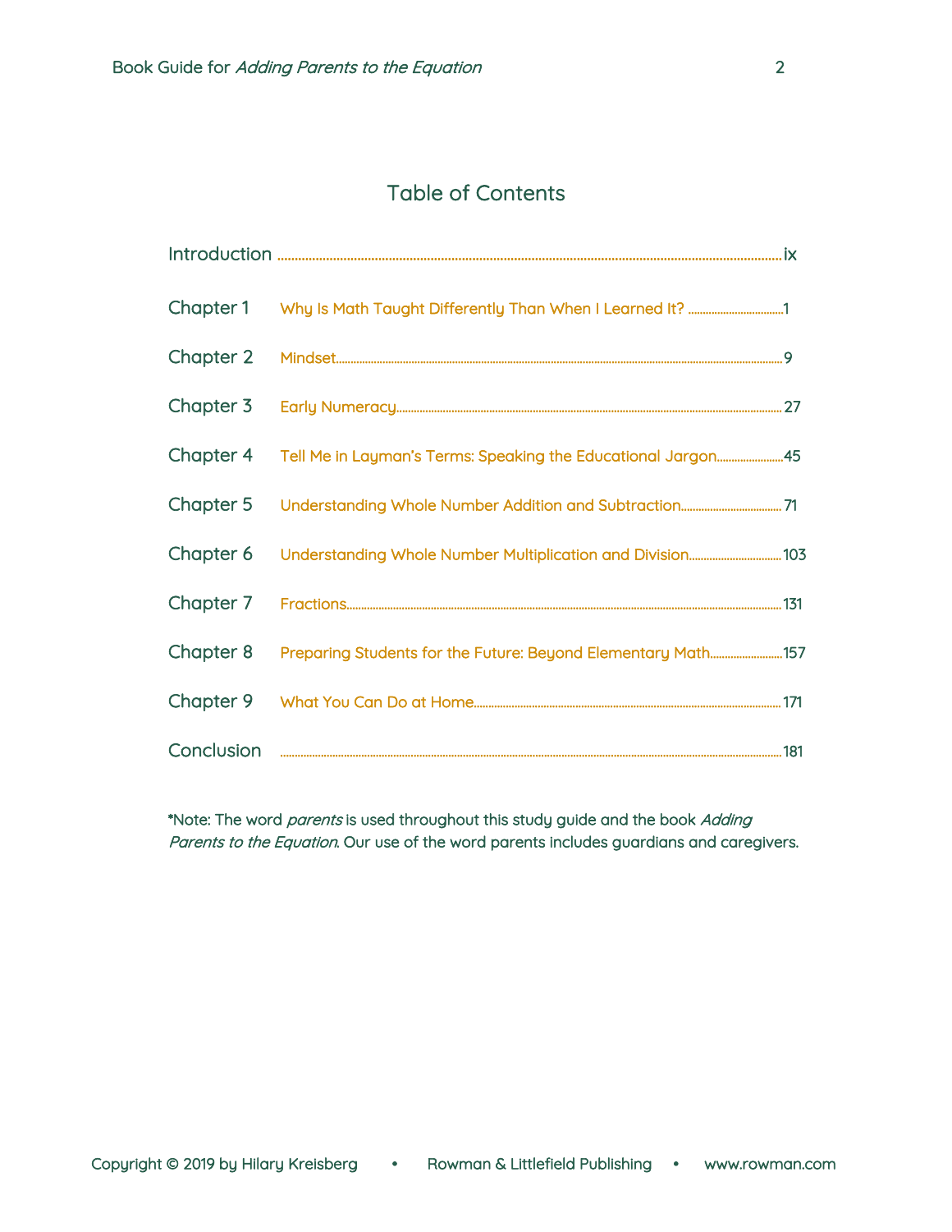# Table of Contents

| | | |
|---|---|---|
| Introduction | | ix |
| Chapter 1 | Why Is Math Taught Differently Than When I Learned It? | 1 |
| Chapter 2 | Mindset | 9 |
| Chapter 3 | Early Numeracy | 27 |
| Chapter 4 | Tell Me in Layman's Terms: Speaking the Educational Jargon | 45 |
| Chapter 5 | Understanding Whole Number Addition and Subtraction | 71 |
| Chapter 6 | Understanding Whole Number Multiplication and Division | 103 |
| Chapter 7 | Fractions | 131 |
| Chapter 8 | Preparing Students for the Future: Beyond Elementary Math | 157 |
| Chapter 9 | What You Can Do at Home | 171 |
| Conclusion | | 181 |

*Note: The word *parents* is used throughout this study guide and the book *Adding Parents to the Equation*. Our use of the word parents includes guardians and caregivers.

Copyright © 2019 by Hilary Kreisberg • Rowman & Littlefield Publishing • www.rowman.com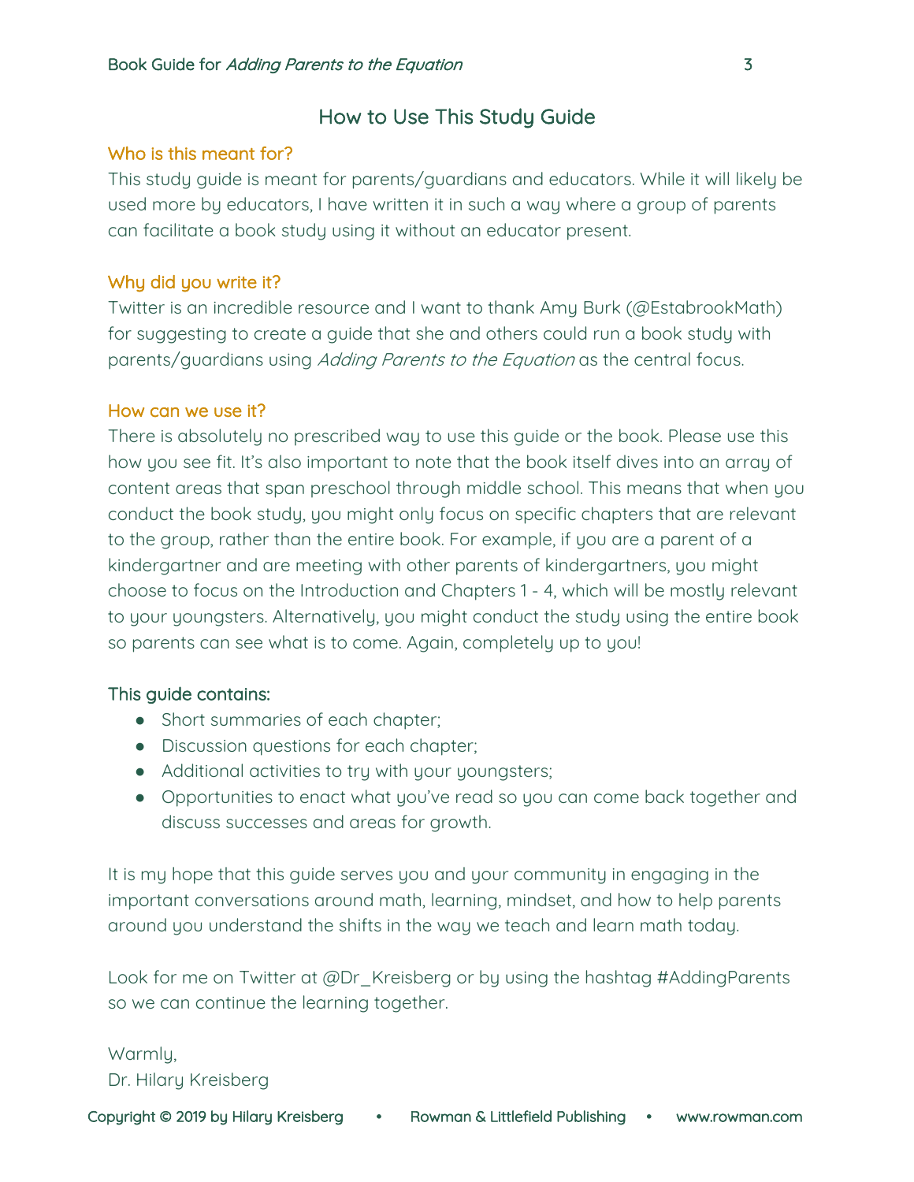## How to Use This Study Guide

### Who is this meant for?

This study guide is meant for parents/guardians and educators. While it will likely be used more by educators, I have written it in such a way where a group of parents can facilitate a book study using it without an educator present.

### Why did you write it?

Twitter is an incredible resource and I want to thank Amy Burk (@EstabrookMath) for suggesting to create a guide that she and others could run a book study with parents/guardians using *Adding Parents to the Equation* as the central focus.

### How can we use it?

There is absolutely no prescribed way to use this guide or the book. Please use this how you see fit. It's also important to note that the book itself dives into an array of content areas that span preschool through middle school. This means that when you conduct the book study, you might only focus on specific chapters that are relevant to the group, rather than the entire book. For example, if you are a parent of a kindergartner and are meeting with other parents of kindergartners, you might choose to focus on the Introduction and Chapters 1 - 4, which will be mostly relevant to your youngsters. Alternatively, you might conduct the study using the entire book so parents can see what is to come. Again, completely up to you!

### This guide contains:

- Short summaries of each chapter;
- Discussion questions for each chapter;
- Additional activities to try with your youngsters;
- Opportunities to enact what you've read so you can come back together and discuss successes and areas for growth.

It is my hope that this guide serves you and your community in engaging in the important conversations around math, learning, mindset, and how to help parents around you understand the shifts in the way we teach and learn math today.

Look for me on Twitter at @Dr_Kreisberg or by using the hashtag #AddingParents so we can continue the learning together.

Warmly,
Dr. Hilary Kreisberg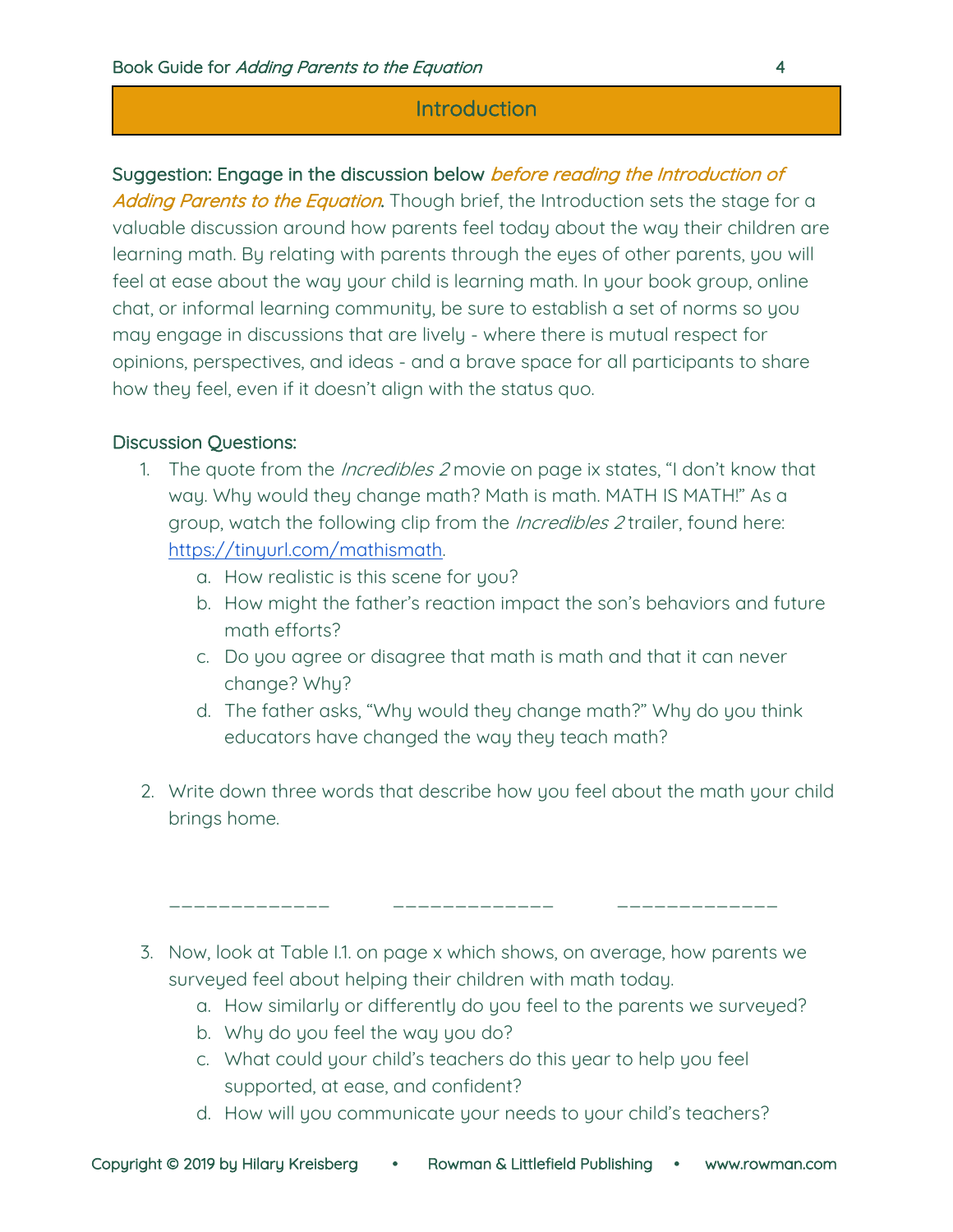## Introduction

**Suggestion: Engage in the discussion below *before reading the Introduction of Adding Parents to the Equation*.** Though brief, the Introduction sets the stage for a valuable discussion around how parents feel today about the way their children are learning math. By relating with parents through the eyes of other parents, you will feel at ease about the way your child is learning math. In your book group, online chat, or informal learning community, be sure to establish a set of norms so you may engage in discussions that are lively - where there is mutual respect for opinions, perspectives, and ideas - and a brave space for all participants to share how they feel, even if it doesn't align with the status quo.

### Discussion Questions:

1. The quote from the *Incredibles 2* movie on page ix states, "I don't know that way. Why would they change math? Math is math. MATH IS MATH!" As a group, watch the following clip from the *Incredibles 2* trailer, found here: https://tinyurl.com/mathismath.
   a. How realistic is this scene for you?
   b. How might the father's reaction impact the son's behaviors and future math efforts?
   c. Do you agree or disagree that math is math and that it can never change? Why?
   d. The father asks, "Why would they change math?" Why do you think educators have changed the way they teach math?

2. Write down three words that describe how you feel about the math your child brings home.

   _____________ _____________ _____________

3. Now, look at Table I.1. on page x which shows, on average, how parents we surveyed feel about helping their children with math today.
   a. How similarly or differently do you feel to the parents we surveyed?
   b. Why do you feel the way you do?
   c. What could your child's teachers do this year to help you feel supported, at ease, and confident?
   d. How will you communicate your needs to your child's teachers?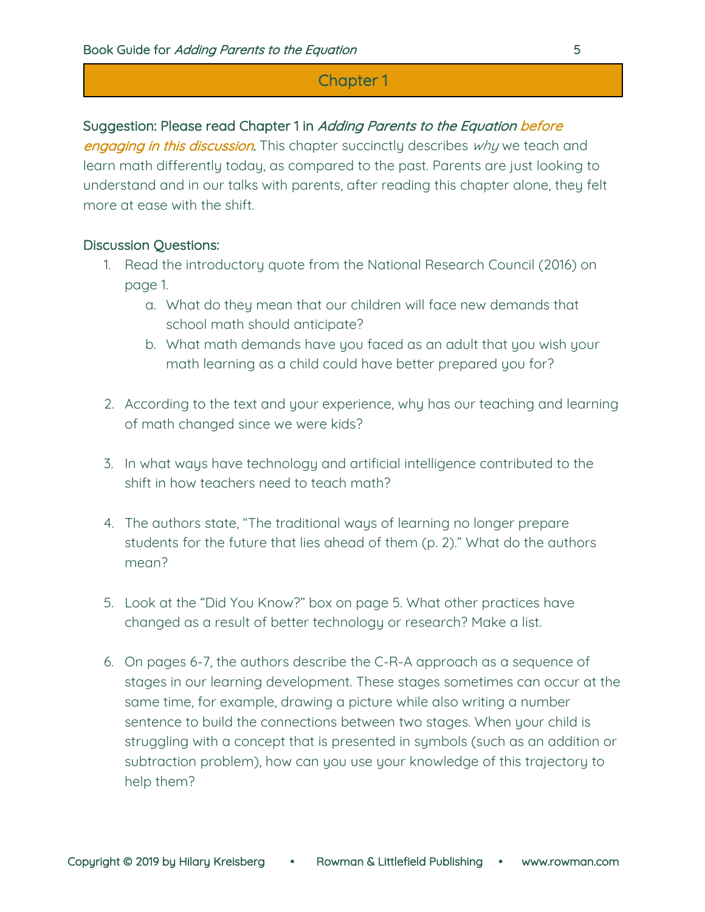## Chapter 1

Suggestion: Please read Chapter 1 in *Adding Parents to the Equation* *before engaging in this discussion*. This chapter succinctly describes *why* we teach and learn math differently today, as compared to the past. Parents are just looking to understand and in our talks with parents, after reading this chapter alone, they felt more at ease with the shift.

Discussion Questions:

1. Read the introductory quote from the National Research Council (2016) on page 1.
    a. What do they mean that our children will face new demands that school math should anticipate?
    b. What math demands have you faced as an adult that you wish your math learning as a child could have better prepared you for?

2. According to the text and your experience, why has our teaching and learning of math changed since we were kids?

3. In what ways have technology and artificial intelligence contributed to the shift in how teachers need to teach math?

4. The authors state, "The traditional ways of learning no longer prepare students for the future that lies ahead of them (p. 2)." What do the authors mean?

5. Look at the "Did You Know?" box on page 5. What other practices have changed as a result of better technology or research? Make a list.

6. On pages 6-7, the authors describe the C-R-A approach as a sequence of stages in our learning development. These stages sometimes can occur at the same time, for example, drawing a picture while also writing a number sentence to build the connections between two stages. When your child is struggling with a concept that is presented in symbols (such as an addition or subtraction problem), how can you use your knowledge of this trajectory to help them?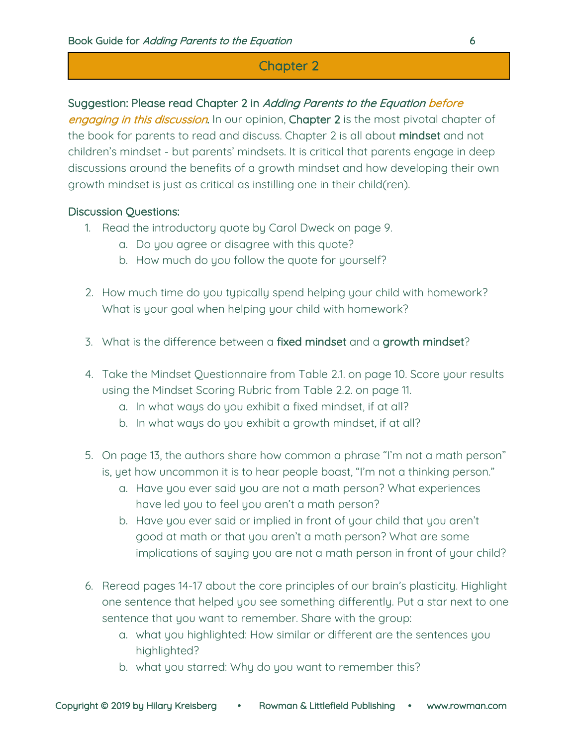## Chapter 2

Suggestion: Please read Chapter 2 in *Adding Parents to the Equation* *before engaging in this discussion*. In our opinion, Chapter 2 is the most pivotal chapter of the book for parents to read and discuss. Chapter 2 is all about mindset and not children's mindset - but parents' mindsets. It is critical that parents engage in deep discussions around the benefits of a growth mindset and how developing their own growth mindset is just as critical as instilling one in their child(ren).

Discussion Questions:

1. Read the introductory quote by Carol Dweck on page 9.
   a. Do you agree or disagree with this quote?
   b. How much do you follow the quote for yourself?

2. How much time do you typically spend helping your child with homework? What is your goal when helping your child with homework?

3. What is the difference between a fixed mindset and a growth mindset?

4. Take the Mindset Questionnaire from Table 2.1. on page 10. Score your results using the Mindset Scoring Rubric from Table 2.2. on page 11.
   a. In what ways do you exhibit a fixed mindset, if at all?
   b. In what ways do you exhibit a growth mindset, if at all?

5. On page 13, the authors share how common a phrase "I'm not a math person" is, yet how uncommon it is to hear people boast, "I'm not a thinking person."
   a. Have you ever said you are not a math person? What experiences have led you to feel you aren't a math person?
   b. Have you ever said or implied in front of your child that you aren't good at math or that you aren't a math person? What are some implications of saying you are not a math person in front of your child?

6. Reread pages 14-17 about the core principles of our brain's plasticity. Highlight one sentence that helped you see something differently. Put a star next to one sentence that you want to remember. Share with the group:
   a. what you highlighted: How similar or different are the sentences you highlighted?
   b. what you starred: Why do you want to remember this?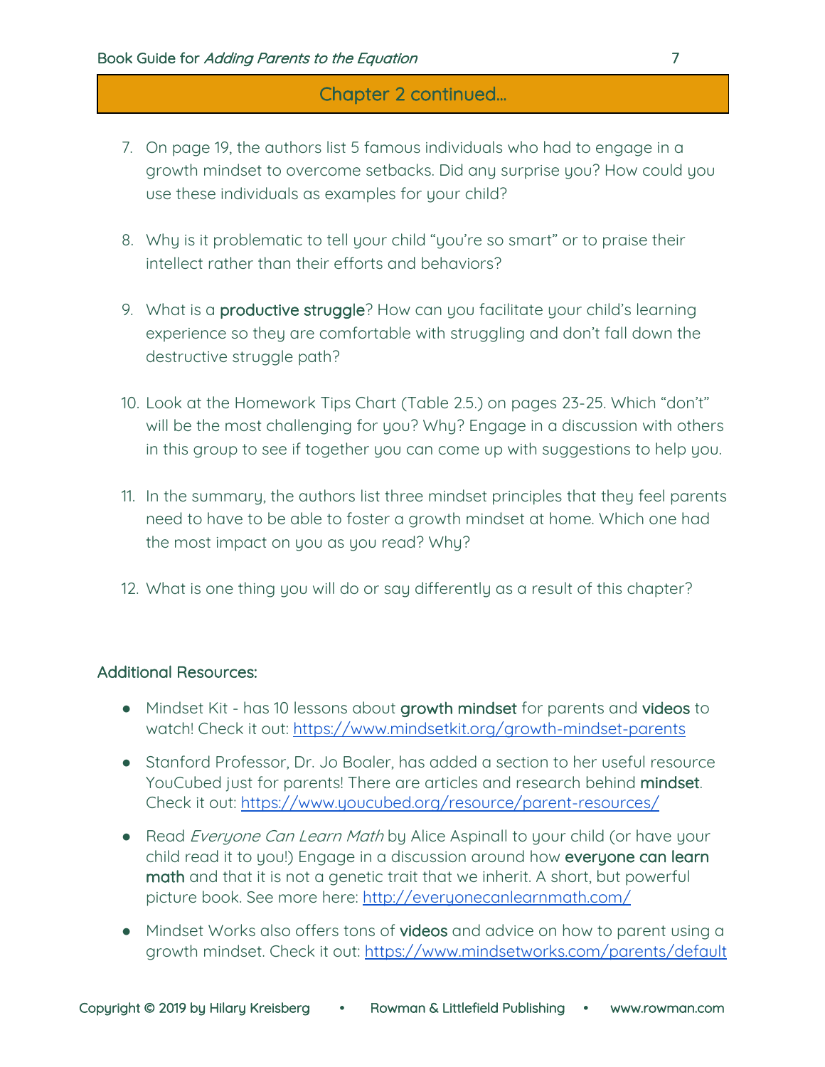## Chapter 2 continued...

7. On page 19, the authors list 5 famous individuals who had to engage in a growth mindset to overcome setbacks. Did any surprise you? How could you use these individuals as examples for your child?

8. Why is it problematic to tell your child "you're so smart" or to praise their intellect rather than their efforts and behaviors?

9. What is a **productive struggle**? How can you facilitate your child's learning experience so they are comfortable with struggling and don't fall down the destructive struggle path?

10. Look at the Homework Tips Chart (Table 2.5.) on pages 23-25. Which "don't" will be the most challenging for you? Why? Engage in a discussion with others in this group to see if together you can come up with suggestions to help you.

11. In the summary, the authors list three mindset principles that they feel parents need to have to be able to foster a growth mindset at home. Which one had the most impact on you as you read? Why?

12. What is one thing you will do or say differently as a result of this chapter?

### Additional Resources:

- Mindset Kit - has 10 lessons about **growth mindset** for parents and **videos** to watch! Check it out: https://www.mindsetkit.org/growth-mindset-parents
- Stanford Professor, Dr. Jo Boaler, has added a section to her useful resource YouCubed just for parents! There are articles and research behind **mindset**. Check it out: https://www.youcubed.org/resource/parent-resources/
- Read *Everyone Can Learn Math* by Alice Aspinall to your child (or have your child read it to you!) Engage in a discussion around how **everyone can learn math** and that it is not a genetic trait that we inherit. A short, but powerful picture book. See more here: http://everyonecanlearnmath.com/
- Mindset Works also offers tons of **videos** and advice on how to parent using a growth mindset. Check it out: https://www.mindsetworks.com/parents/default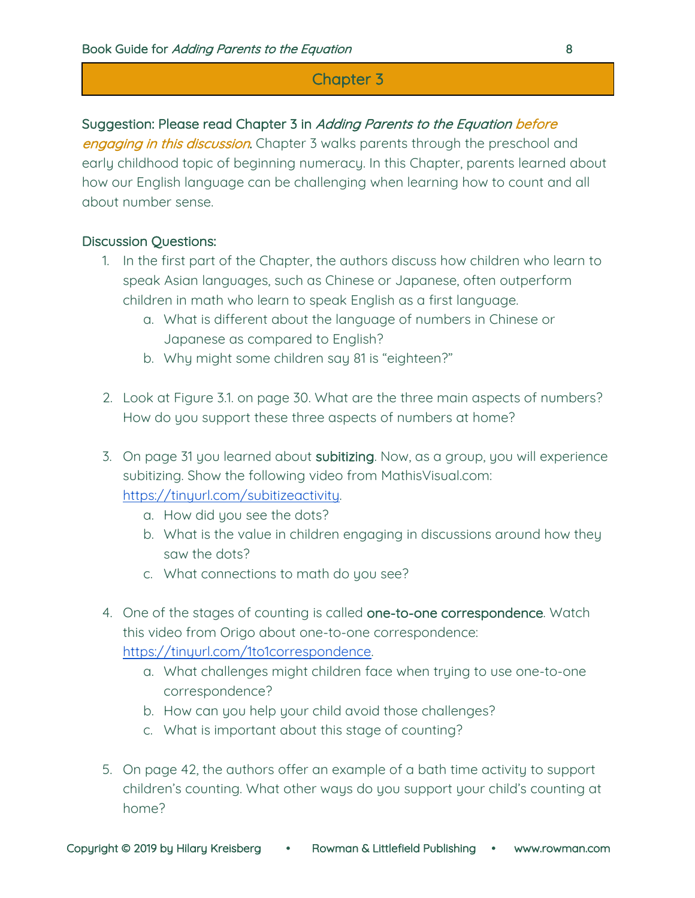## Chapter 3

Suggestion: Please read Chapter 3 in *Adding Parents to the Equation* *before engaging in this discussion*. Chapter 3 walks parents through the preschool and early childhood topic of beginning numeracy. In this Chapter, parents learned about how our English language can be challenging when learning how to count and all about number sense.

### Discussion Questions:

1. In the first part of the Chapter, the authors discuss how children who learn to speak Asian languages, such as Chinese or Japanese, often outperform children in math who learn to speak English as a first language.
   a. What is different about the language of numbers in Chinese or Japanese as compared to English?
   b. Why might some children say 81 is "eighteen?"

2. Look at Figure 3.1. on page 30. What are the three main aspects of numbers? How do you support these three aspects of numbers at home?

3. On page 31 you learned about **subitizing**. Now, as a group, you will experience subitizing. Show the following video from MathisVisual.com: [https://tinyurl.com/subitizeactivity](https://tinyurl.com/subitizeactivity).
   a. How did you see the dots?
   b. What is the value in children engaging in discussions around how they saw the dots?
   c. What connections to math do you see?

4. One of the stages of counting is called **one-to-one correspondence**. Watch this video from Origo about one-to-one correspondence: [https://tinyurl.com/1to1correspondence](https://tinyurl.com/1to1correspondence).
   a. What challenges might children face when trying to use one-to-one correspondence?
   b. How can you help your child avoid those challenges?
   c. What is important about this stage of counting?

5. On page 42, the authors offer an example of a bath time activity to support children's counting. What other ways do you support your child's counting at home?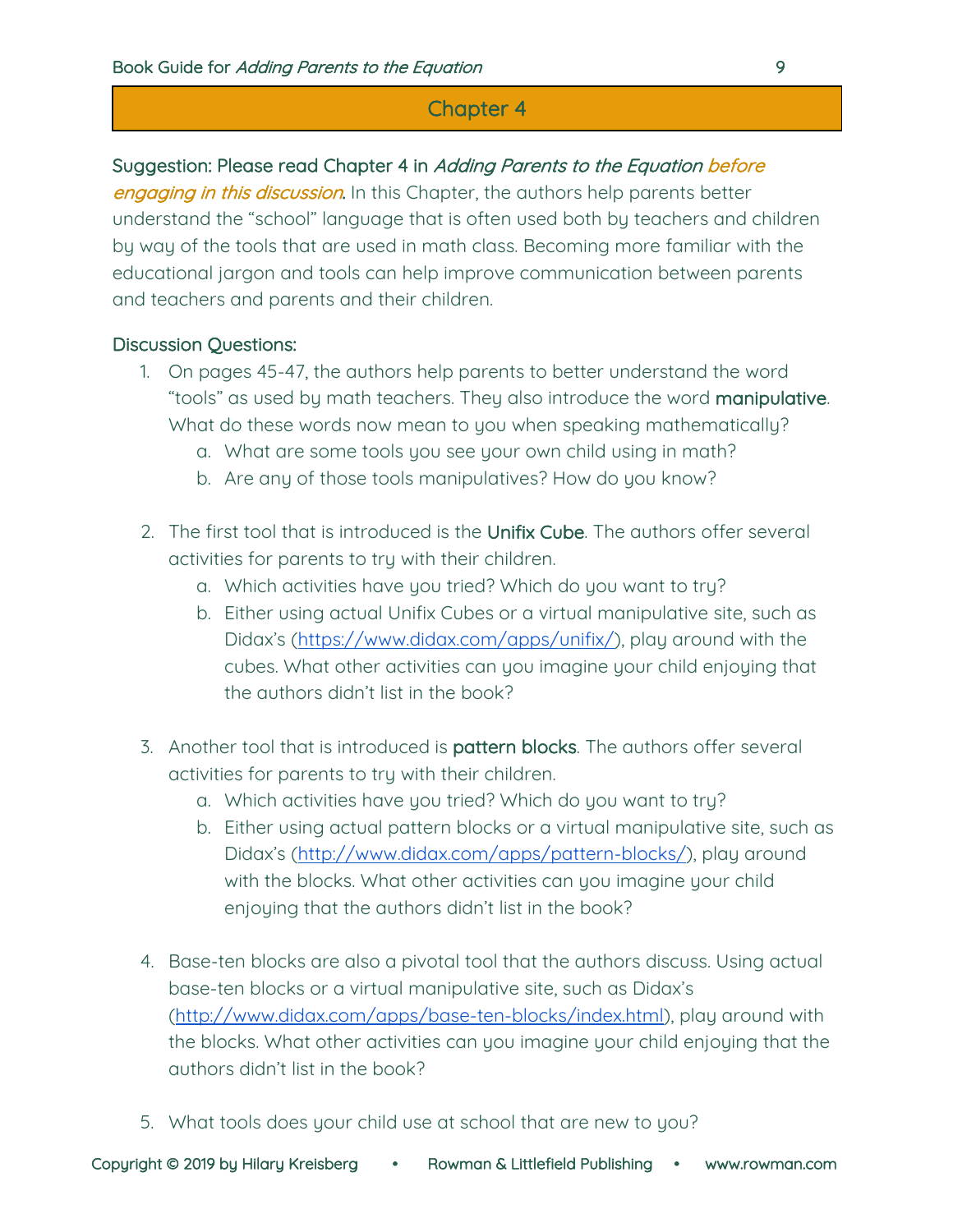# Chapter 4

Suggestion: Please read Chapter 4 in *Adding Parents to the Equation* *before engaging in this discussion*. In this Chapter, the authors help parents better understand the "school" language that is often used both by teachers and children by way of the tools that are used in math class. Becoming more familiar with the educational jargon and tools can help improve communication between parents and teachers and parents and their children.

## Discussion Questions:

1. On pages 45-47, the authors help parents to better understand the word "tools" as used by math teachers. They also introduce the word **manipulative**. What do these words now mean to you when speaking mathematically?
   a. What are some tools you see your own child using in math?
   b. Are any of those tools manipulatives? How do you know?

2. The first tool that is introduced is the **Unifix Cube**. The authors offer several activities for parents to try with their children.
   a. Which activities have you tried? Which do you want to try?
   b. Either using actual Unifix Cubes or a virtual manipulative site, such as Didax's (https://www.didax.com/apps/unifix/), play around with the cubes. What other activities can you imagine your child enjoying that the authors didn't list in the book?

3. Another tool that is introduced is **pattern blocks**. The authors offer several activities for parents to try with their children.
   a. Which activities have you tried? Which do you want to try?
   b. Either using actual pattern blocks or a virtual manipulative site, such as Didax's (http://www.didax.com/apps/pattern-blocks/), play around with the blocks. What other activities can you imagine your child enjoying that the authors didn't list in the book?

4. Base-ten blocks are also a pivotal tool that the authors discuss. Using actual base-ten blocks or a virtual manipulative site, such as Didax's (http://www.didax.com/apps/base-ten-blocks/index.html), play around with the blocks. What other activities can you imagine your child enjoying that the authors didn't list in the book?

5. What tools does your child use at school that are new to you?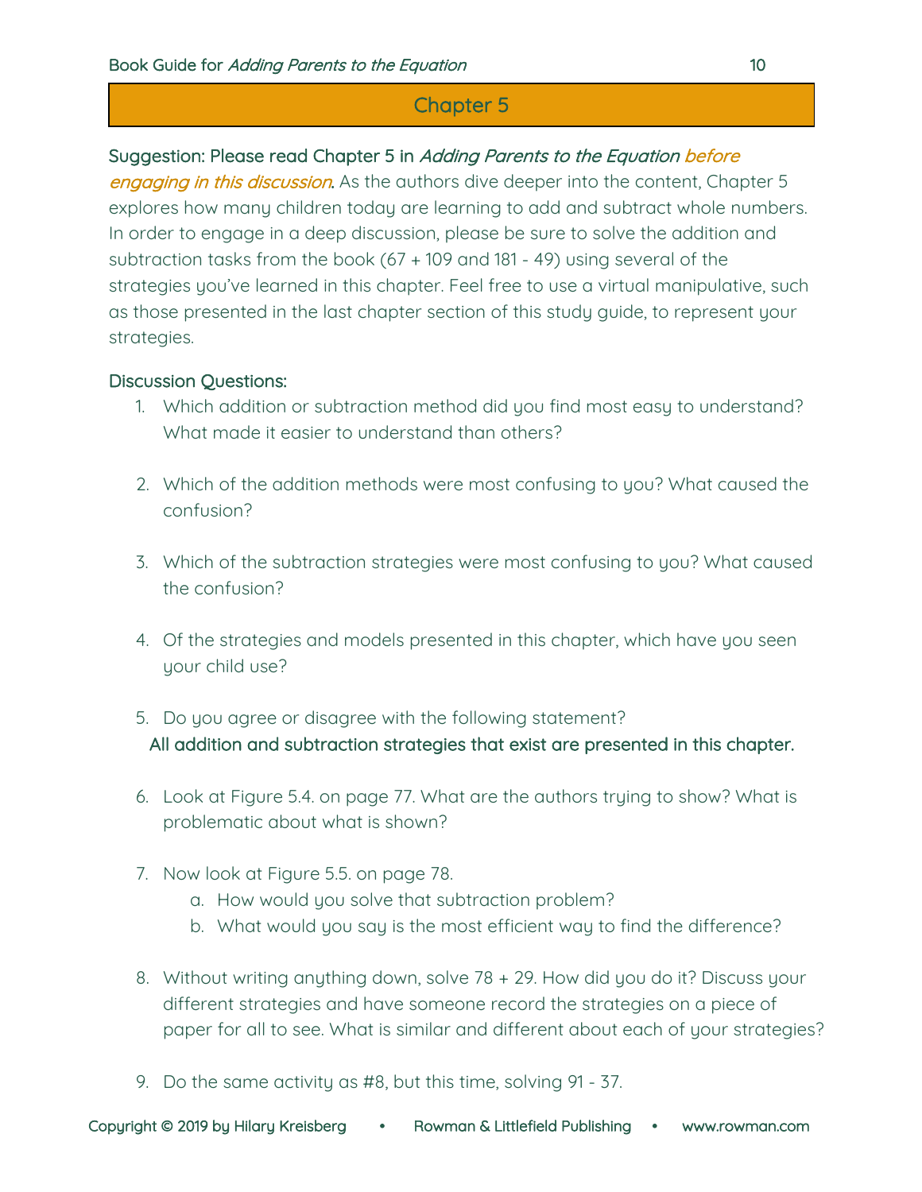## Chapter 5

Suggestion: Please read Chapter 5 in *Adding Parents to the Equation* *before engaging in this discussion*. As the authors dive deeper into the content, Chapter 5 explores how many children today are learning to add and subtract whole numbers. In order to engage in a deep discussion, please be sure to solve the addition and subtraction tasks from the book (67 + 109 and 181 - 49) using several of the strategies you've learned in this chapter. Feel free to use a virtual manipulative, such as those presented in the last chapter section of this study guide, to represent your strategies.

Discussion Questions:

1. Which addition or subtraction method did you find most easy to understand? What made it easier to understand than others?
2. Which of the addition methods were most confusing to you? What caused the confusion?
3. Which of the subtraction strategies were most confusing to you? What caused the confusion?
4. Of the strategies and models presented in this chapter, which have you seen your child use?
5. Do you agree or disagree with the following statement?
   All addition and subtraction strategies that exist are presented in this chapter.
6. Look at Figure 5.4. on page 77. What are the authors trying to show? What is problematic about what is shown?
7. Now look at Figure 5.5. on page 78.
   a. How would you solve that subtraction problem?
   b. What would you say is the most efficient way to find the difference?
8. Without writing anything down, solve 78 + 29. How did you do it? Discuss your different strategies and have someone record the strategies on a piece of paper for all to see. What is similar and different about each of your strategies?
9. Do the same activity as #8, but this time, solving 91 - 37.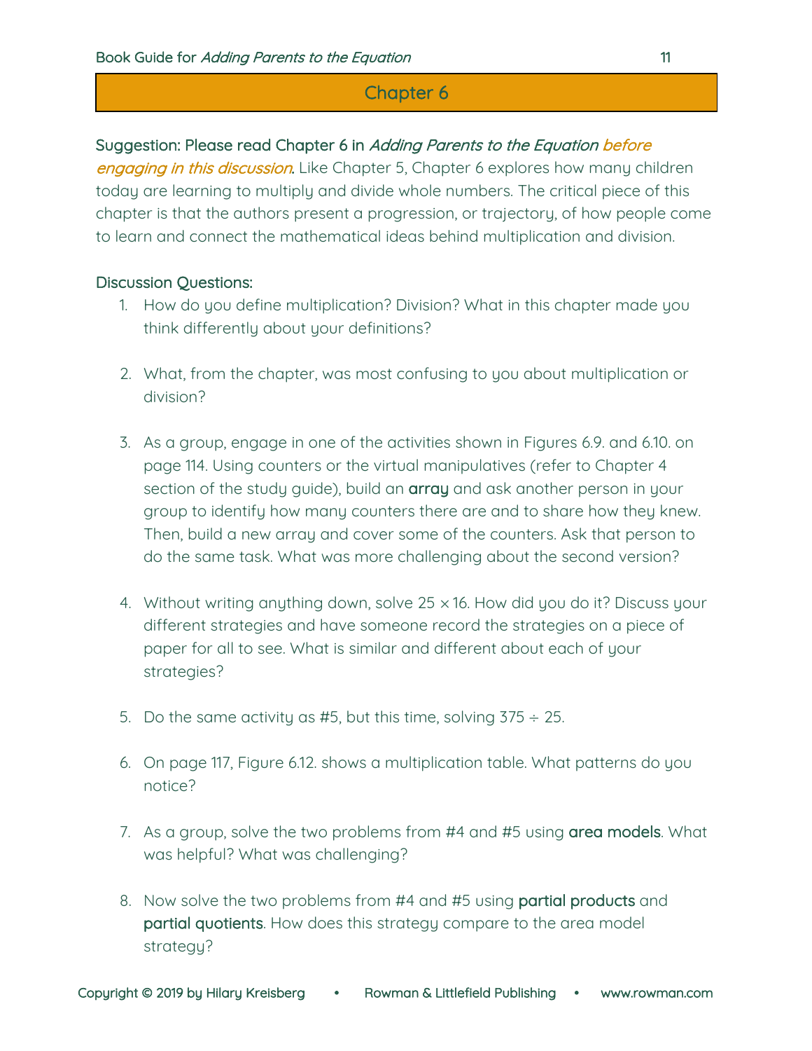## Chapter 6

Suggestion: Please read Chapter 6 in *Adding Parents to the Equation* *before engaging in this discussion*. Like Chapter 5, Chapter 6 explores how many children today are learning to multiply and divide whole numbers. The critical piece of this chapter is that the authors present a progression, or trajectory, of how people come to learn and connect the mathematical ideas behind multiplication and division.

Discussion Questions:

1. How do you define multiplication? Division? What in this chapter made you think differently about your definitions?

2. What, from the chapter, was most confusing to you about multiplication or division?

3. As a group, engage in one of the activities shown in Figures 6.9. and 6.10. on page 114. Using counters or the virtual manipulatives (refer to Chapter 4 section of the study guide), build an **array** and ask another person in your group to identify how many counters there are and to share how they knew. Then, build a new array and cover some of the counters. Ask that person to do the same task. What was more challenging about the second version?

4. Without writing anything down, solve $25 \times 16$. How did you do it? Discuss your different strategies and have someone record the strategies on a piece of paper for all to see. What is similar and different about each of your strategies?

5. Do the same activity as #5, but this time, solving $375 \div 25$.

6. On page 117, Figure 6.12. shows a multiplication table. What patterns do you notice?

7. As a group, solve the two problems from #4 and #5 using **area models**. What was helpful? What was challenging?

8. Now solve the two problems from #4 and #5 using **partial products** and **partial quotients**. How does this strategy compare to the area model strategy?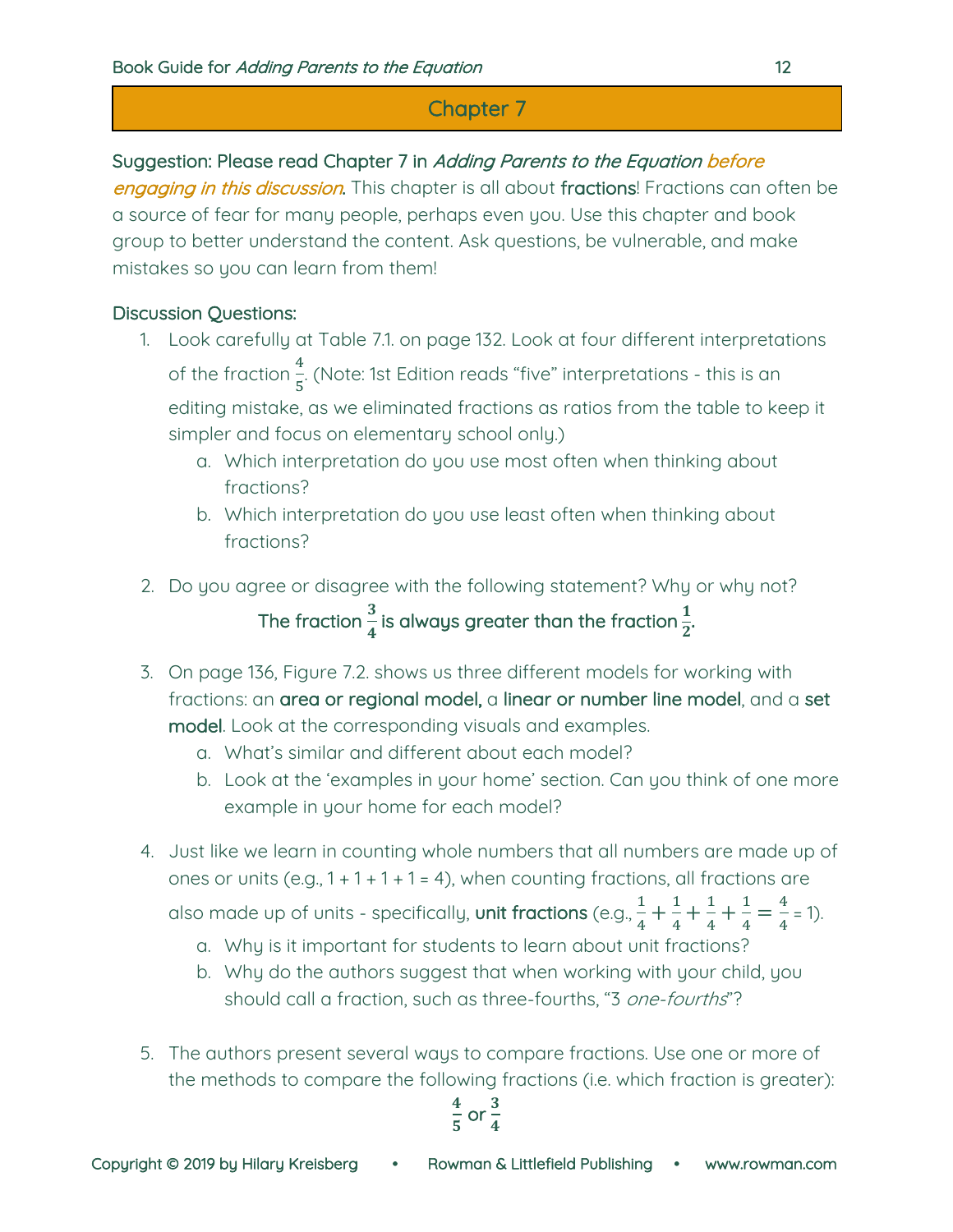# Chapter 7

Suggestion: Please read Chapter 7 in *Adding Parents to the Equation* *before engaging in this discussion*. This chapter is all about **fractions**! Fractions can often be a source of fear for many people, perhaps even you. Use this chapter and book group to better understand the content. Ask questions, be vulnerable, and make mistakes so you can learn from them!

Discussion Questions:

1. Look carefully at Table 7.1. on page 132. Look at four different interpretations of the fraction $\frac{4}{5}$. (Note: 1st Edition reads "five" interpretations - this is an editing mistake, as we eliminated fractions as ratios from the table to keep it simpler and focus on elementary school only.)
   a. Which interpretation do you use most often when thinking about fractions?
   b. Which interpretation do you use least often when thinking about fractions?

2. Do you agree or disagree with the following statement? Why or why not?

   **The fraction $\frac{3}{4}$ is always greater than the fraction $\frac{1}{2}$.**

3. On page 136, Figure 7.2. shows us three different models for working with fractions: an **area or regional model,** a **linear or number line model**, and a **set model**. Look at the corresponding visuals and examples.
   a. What's similar and different about each model?
   b. Look at the 'examples in your home' section. Can you think of one more example in your home for each model?

4. Just like we learn in counting whole numbers that all numbers are made up of ones or units (e.g., 1 + 1 + 1 + 1 = 4), when counting fractions, all fractions are also made up of units - specifically, **unit fractions** (e.g., $\frac{1}{4} + \frac{1}{4} + \frac{1}{4} + \frac{1}{4} = \frac{4}{4} = 1$).
   a. Why is it important for students to learn about unit fractions?
   b. Why do the authors suggest that when working with your child, you should call a fraction, such as three-fourths, "3 *one-fourths*"?

5. The authors present several ways to compare fractions. Use one or more of the methods to compare the following fractions (i.e. which fraction is greater):

   $$\frac{4}{5} \text{ or } \frac{3}{4}$$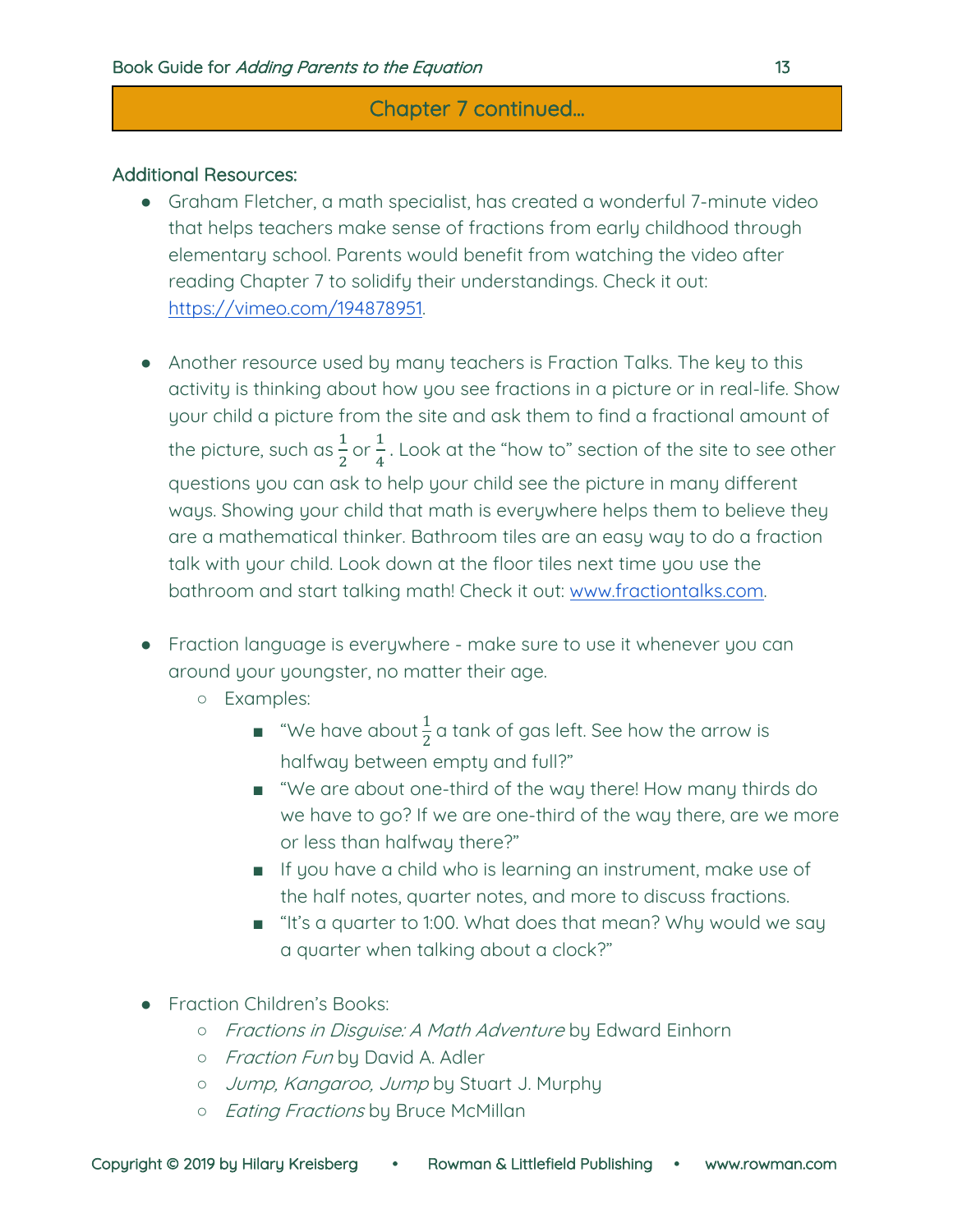## Chapter 7 continued...

### Additional Resources:

- Graham Fletcher, a math specialist, has created a wonderful 7-minute video that helps teachers make sense of fractions from early childhood through elementary school. Parents would benefit from watching the video after reading Chapter 7 to solidify their understandings. Check it out: [https://vimeo.com/194878951](https://vimeo.com/194878951).

- Another resource used by many teachers is Fraction Talks. The key to this activity is thinking about how you see fractions in a picture or in real-life. Show your child a picture from the site and ask them to find a fractional amount of the picture, such as $\frac{1}{2}$ or $\frac{1}{4}$. Look at the "how to" section of the site to see other questions you can ask to help your child see the picture in many different ways. Showing your child that math is everywhere helps them to believe they are a mathematical thinker. Bathroom tiles are an easy way to do a fraction talk with your child. Look down at the floor tiles next time you use the bathroom and start talking math! Check it out: [www.fractiontalks.com](http://www.fractiontalks.com).

- Fraction language is everywhere - make sure to use it whenever you can around your youngster, no matter their age.
  - Examples:
    - "We have about $\frac{1}{2}$ a tank of gas left. See how the arrow is halfway between empty and full?"
    - "We are about one-third of the way there! How many thirds do we have to go? If we are one-third of the way there, are we more or less than halfway there?"
    - If you have a child who is learning an instrument, make use of the half notes, quarter notes, and more to discuss fractions.
    - "It's a quarter to 1:00. What does that mean? Why would we say a quarter when talking about a clock?"

- Fraction Children's Books:
  - *Fractions in Disguise: A Math Adventure* by Edward Einhorn
  - *Fraction Fun* by David A. Adler
  - *Jump, Kangaroo, Jump* by Stuart J. Murphy
  - *Eating Fractions* by Bruce McMillan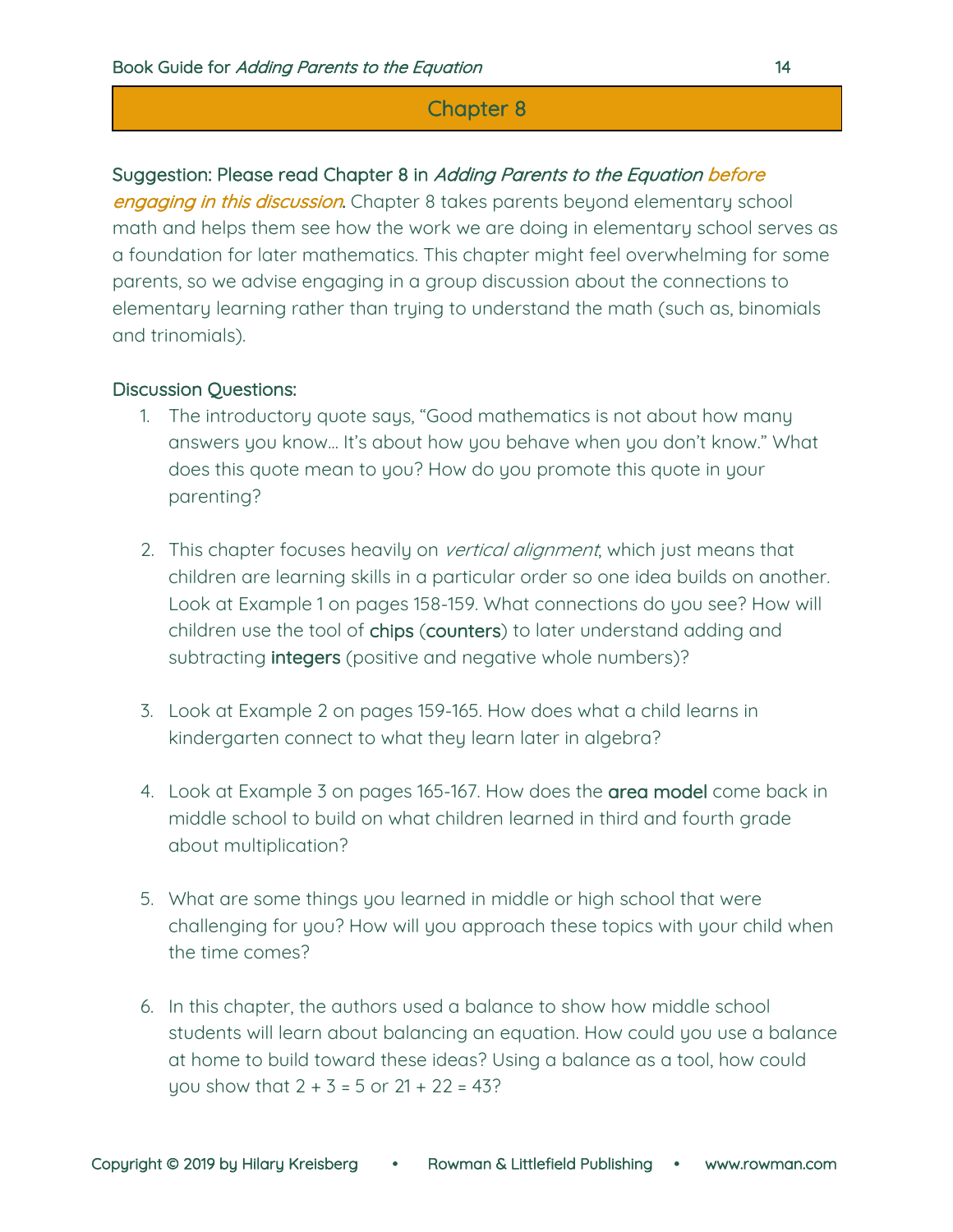## Chapter 8

Suggestion: Please read Chapter 8 in *Adding Parents to the Equation* *before engaging in this discussion*. Chapter 8 takes parents beyond elementary school math and helps them see how the work we are doing in elementary school serves as a foundation for later mathematics. This chapter might feel overwhelming for some parents, so we advise engaging in a group discussion about the connections to elementary learning rather than trying to understand the math (such as, binomials and trinomials).

### Discussion Questions:

1. The introductory quote says, "Good mathematics is not about how many answers you know… It's about how you behave when you don't know." What does this quote mean to you? How do you promote this quote in your parenting?

2. This chapter focuses heavily on *vertical alignment*, which just means that children are learning skills in a particular order so one idea builds on another. Look at Example 1 on pages 158-159. What connections do you see? How will children use the tool of **chips** (**counters**) to later understand adding and subtracting **integers** (positive and negative whole numbers)?

3. Look at Example 2 on pages 159-165. How does what a child learns in kindergarten connect to what they learn later in algebra?

4. Look at Example 3 on pages 165-167. How does the **area model** come back in middle school to build on what children learned in third and fourth grade about multiplication?

5. What are some things you learned in middle or high school that were challenging for you? How will you approach these topics with your child when the time comes?

6. In this chapter, the authors used a balance to show how middle school students will learn about balancing an equation. How could you use a balance at home to build toward these ideas? Using a balance as a tool, how could you show that $2 + 3 = 5$ or $21 + 22 = 43$?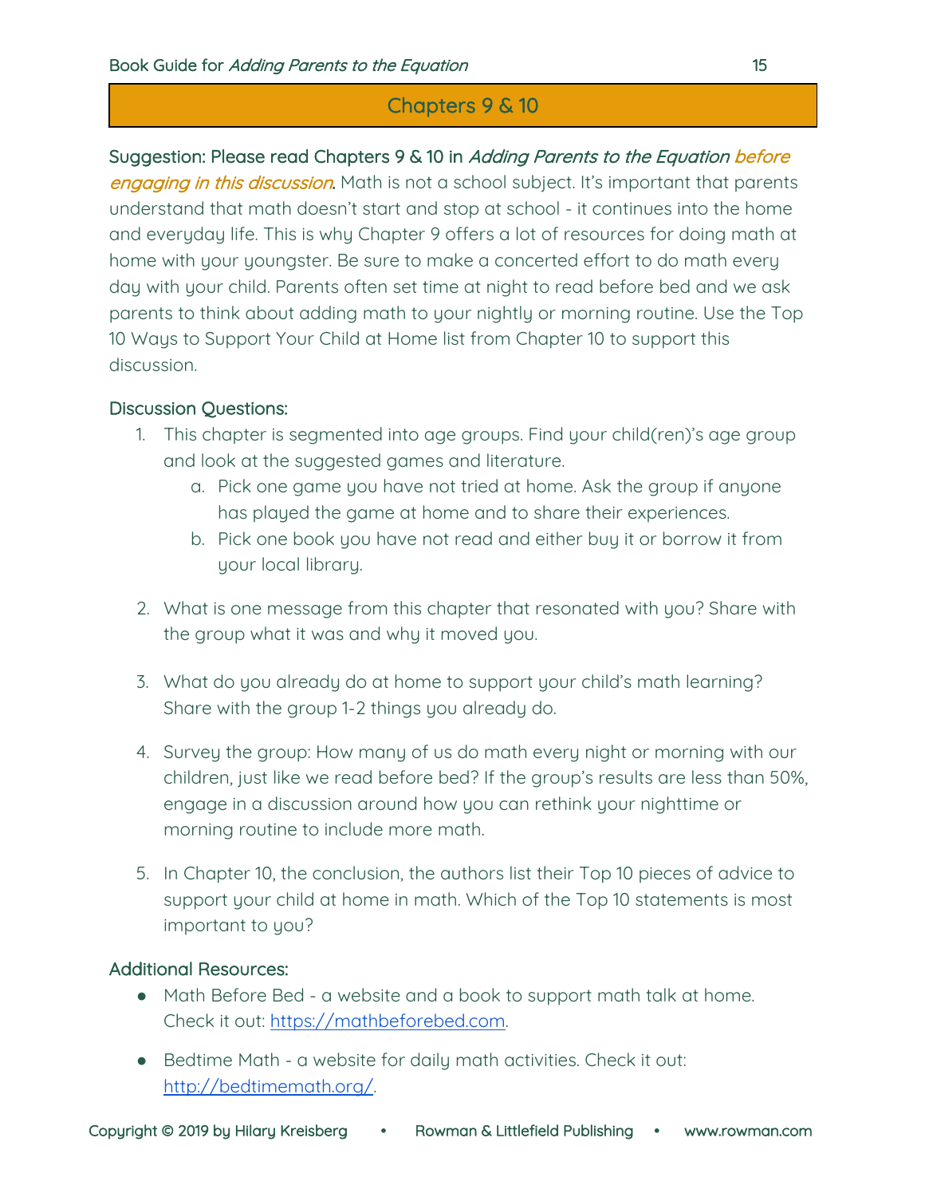## Chapters 9 & 10

Suggestion: Please read Chapters 9 & 10 in *Adding Parents to the Equation* *before engaging in this discussion*. Math is not a school subject. It's important that parents understand that math doesn't start and stop at school - it continues into the home and everyday life. This is why Chapter 9 offers a lot of resources for doing math at home with your youngster. Be sure to make a concerted effort to do math every day with your child. Parents often set time at night to read before bed and we ask parents to think about adding math to your nightly or morning routine. Use the Top 10 Ways to Support Your Child at Home list from Chapter 10 to support this discussion.

### Discussion Questions:

1. This chapter is segmented into age groups. Find your child(ren)'s age group and look at the suggested games and literature.
   a. Pick one game you have not tried at home. Ask the group if anyone has played the game at home and to share their experiences.
   b. Pick one book you have not read and either buy it or borrow it from your local library.
2. What is one message from this chapter that resonated with you? Share with the group what it was and why it moved you.
3. What do you already do at home to support your child's math learning? Share with the group 1-2 things you already do.
4. Survey the group: How many of us do math every night or morning with our children, just like we read before bed? If the group's results are less than 50%, engage in a discussion around how you can rethink your nighttime or morning routine to include more math.
5. In Chapter 10, the conclusion, the authors list their Top 10 pieces of advice to support your child at home in math. Which of the Top 10 statements is most important to you?

### Additional Resources:

- Math Before Bed - a website and a book to support math talk at home. Check it out: https://mathbeforebed.com.
- Bedtime Math - a website for daily math activities. Check it out: http://bedtimemath.org/.

Copyright © 2019 by Hilary Kreisberg • Rowman & Littlefield Publishing • www.rowman.com